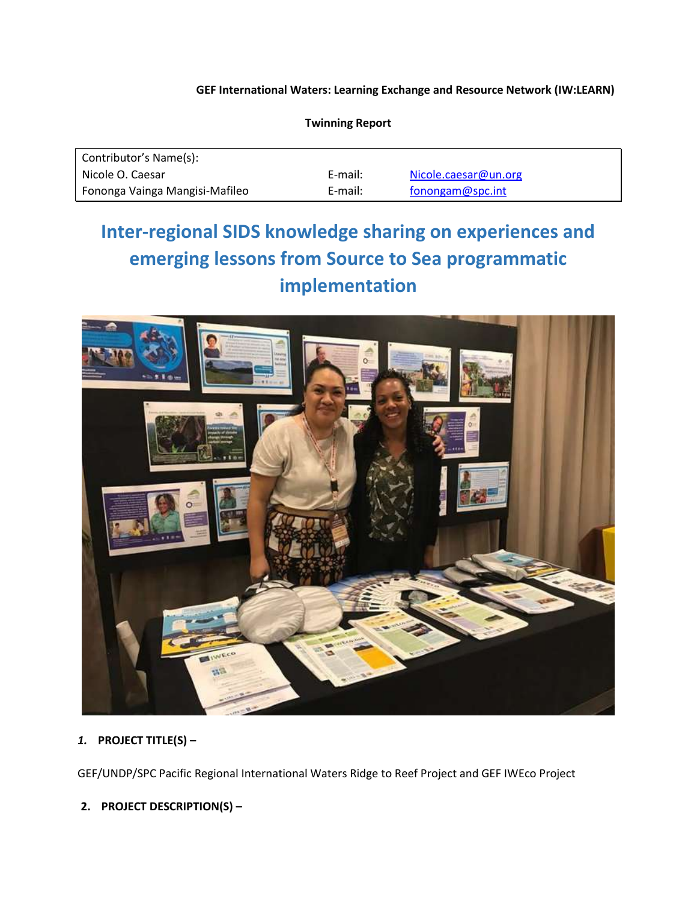**GEF International Waters: Learning Exchange and Resource Network (IW:LEARN)**

**Twinning Report**

| Contributor's Name(s): | | |
|---|---|---|
| Nicole O. Caesar | E-mail: | Nicole.caesar@un.org |
| Fononga Vainga Mangisi-Mafileo | E-mail: | fonongam@spc.int |

# Inter-regional SIDS knowledge sharing on experiences and emerging lessons from Source to Sea programmatic implementation

1. **PROJECT TITLE(S) –**

GEF/UNDP/SPC Pacific Regional International Waters Ridge to Reef Project and GEF IWEco Project

2. **PROJECT DESCRIPTION(S) –**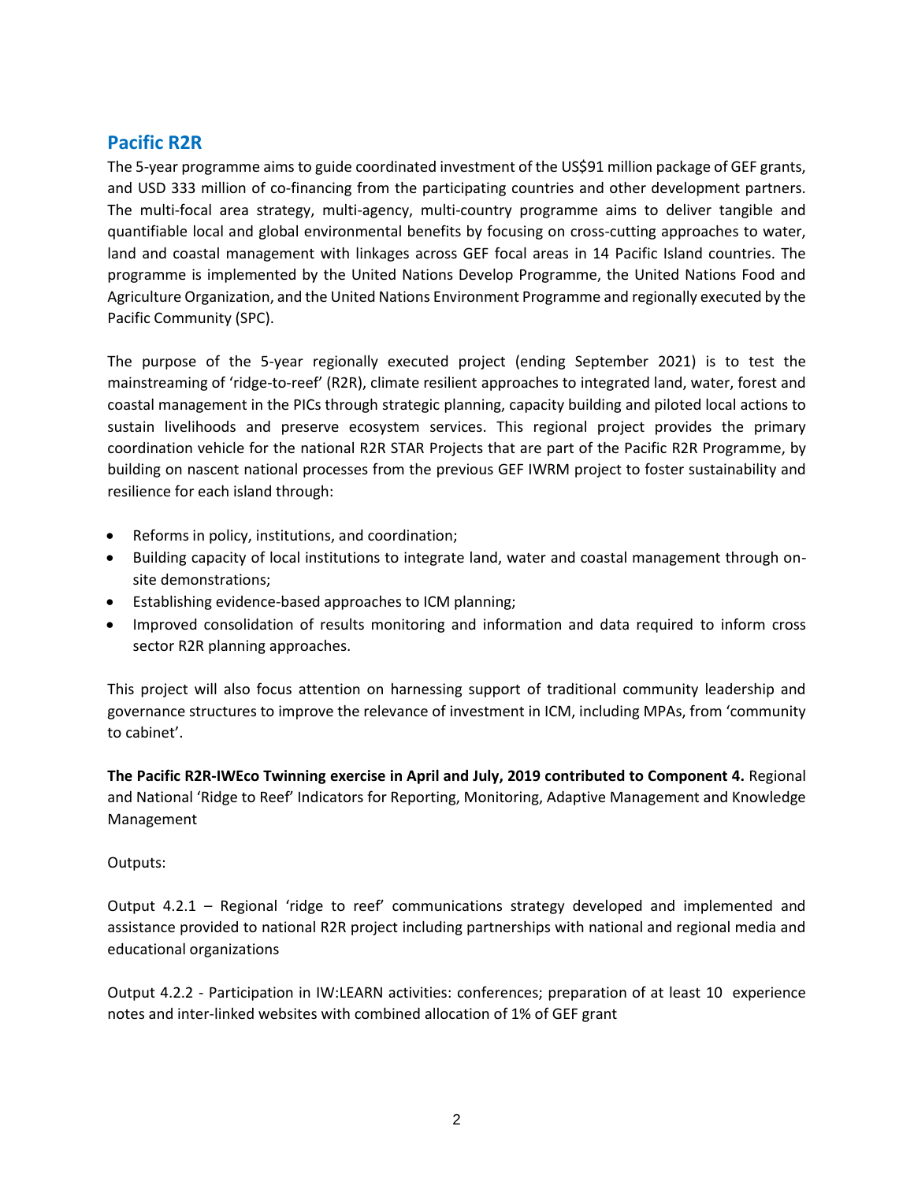## Pacific R2R

The 5-year programme aims to guide coordinated investment of the US$91 million package of GEF grants, and USD 333 million of co-financing from the participating countries and other development partners. The multi-focal area strategy, multi-agency, multi-country programme aims to deliver tangible and quantifiable local and global environmental benefits by focusing on cross-cutting approaches to water, land and coastal management with linkages across GEF focal areas in 14 Pacific Island countries. The programme is implemented by the United Nations Develop Programme, the United Nations Food and Agriculture Organization, and the United Nations Environment Programme and regionally executed by the Pacific Community (SPC).

The purpose of the 5-year regionally executed project (ending September 2021) is to test the mainstreaming of 'ridge-to-reef' (R2R), climate resilient approaches to integrated land, water, forest and coastal management in the PICs through strategic planning, capacity building and piloted local actions to sustain livelihoods and preserve ecosystem services. This regional project provides the primary coordination vehicle for the national R2R STAR Projects that are part of the Pacific R2R Programme, by building on nascent national processes from the previous GEF IWRM project to foster sustainability and resilience for each island through:

- Reforms in policy, institutions, and coordination;
- Building capacity of local institutions to integrate land, water and coastal management through on-site demonstrations;
- Establishing evidence-based approaches to ICM planning;
- Improved consolidation of results monitoring and information and data required to inform cross sector R2R planning approaches.

This project will also focus attention on harnessing support of traditional community leadership and governance structures to improve the relevance of investment in ICM, including MPAs, from 'community to cabinet'.

**The Pacific R2R-IWEco Twinning exercise in April and July, 2019 contributed to Component 4.** Regional and National 'Ridge to Reef' Indicators for Reporting, Monitoring, Adaptive Management and Knowledge Management

Outputs:

Output 4.2.1 – Regional 'ridge to reef' communications strategy developed and implemented and assistance provided to national R2R project including partnerships with national and regional media and educational organizations

Output 4.2.2 - Participation in IW:LEARN activities: conferences; preparation of at least 10 experience notes and inter-linked websites with combined allocation of 1% of GEF grant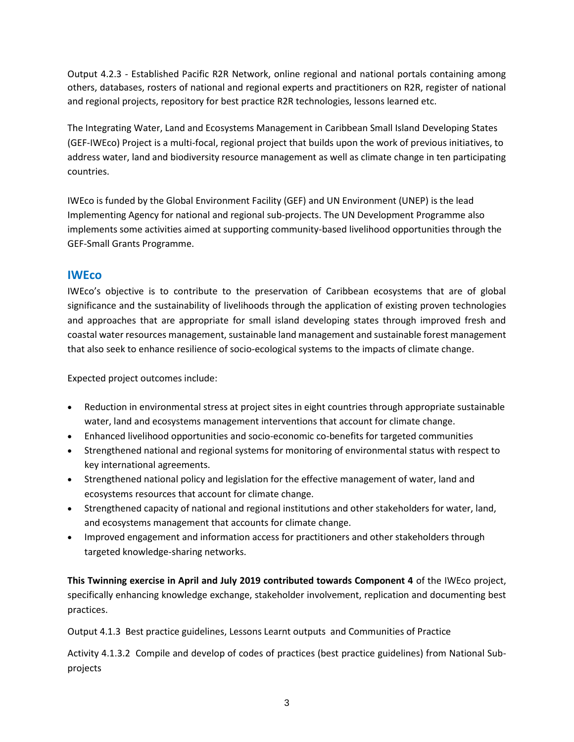Output 4.2.3 - Established Pacific R2R Network, online regional and national portals containing among others, databases, rosters of national and regional experts and practitioners on R2R, register of national and regional projects, repository for best practice R2R technologies, lessons learned etc.

The Integrating Water, Land and Ecosystems Management in Caribbean Small Island Developing States (GEF-IWEco) Project is a multi-focal, regional project that builds upon the work of previous initiatives, to address water, land and biodiversity resource management as well as climate change in ten participating countries.

IWEco is funded by the Global Environment Facility (GEF) and UN Environment (UNEP) is the lead Implementing Agency for national and regional sub-projects. The UN Development Programme also implements some activities aimed at supporting community-based livelihood opportunities through the GEF-Small Grants Programme.

## IWEco

IWEco's objective is to contribute to the preservation of Caribbean ecosystems that are of global significance and the sustainability of livelihoods through the application of existing proven technologies and approaches that are appropriate for small island developing states through improved fresh and coastal water resources management, sustainable land management and sustainable forest management that also seek to enhance resilience of socio-ecological systems to the impacts of climate change.

Expected project outcomes include:

- Reduction in environmental stress at project sites in eight countries through appropriate sustainable water, land and ecosystems management interventions that account for climate change.
- Enhanced livelihood opportunities and socio-economic co-benefits for targeted communities
- Strengthened national and regional systems for monitoring of environmental status with respect to key international agreements.
- Strengthened national policy and legislation for the effective management of water, land and ecosystems resources that account for climate change.
- Strengthened capacity of national and regional institutions and other stakeholders for water, land, and ecosystems management that accounts for climate change.
- Improved engagement and information access for practitioners and other stakeholders through targeted knowledge-sharing networks.

**This Twinning exercise in April and July 2019 contributed towards Component 4** of the IWEco project, specifically enhancing knowledge exchange, stakeholder involvement, replication and documenting best practices.

Output 4.1.3 Best practice guidelines, Lessons Learnt outputs and Communities of Practice

Activity 4.1.3.2 Compile and develop of codes of practices (best practice guidelines) from National Sub-projects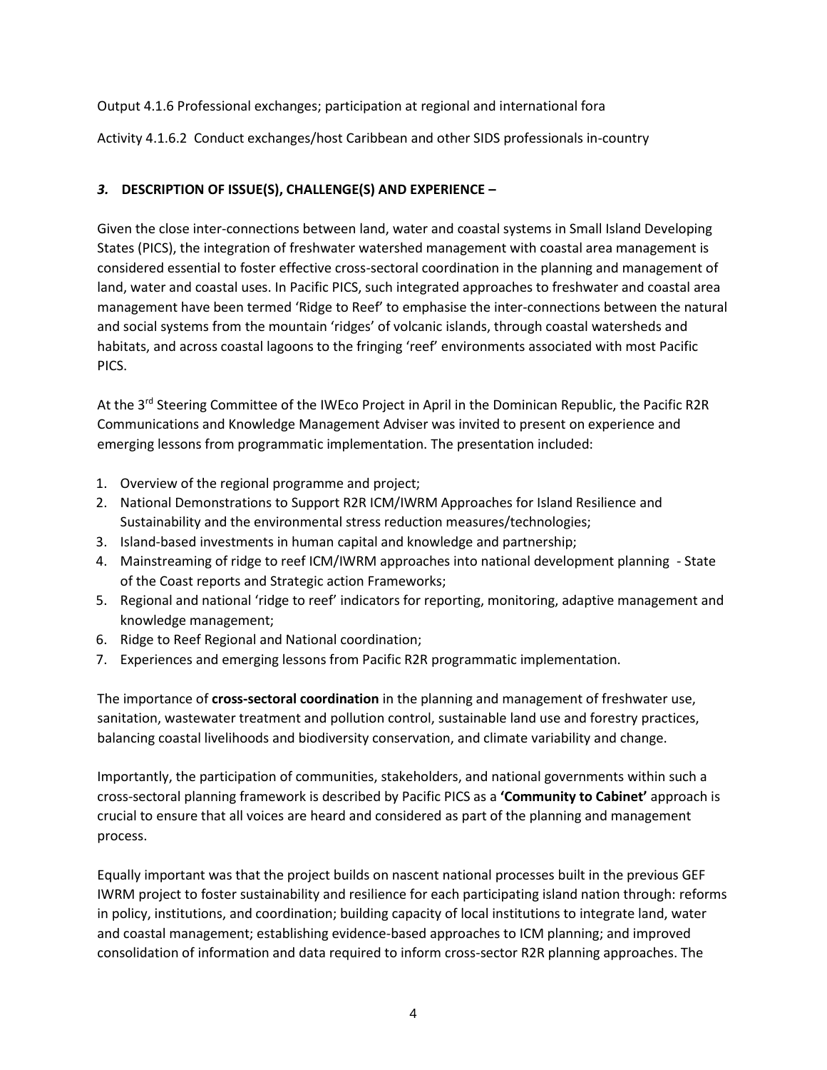Output 4.1.6 Professional exchanges; participation at regional and international fora

Activity 4.1.6.2 Conduct exchanges/host Caribbean and other SIDS professionals in-country

### *3.* DESCRIPTION OF ISSUE(S), CHALLENGE(S) AND EXPERIENCE –

Given the close inter-connections between land, water and coastal systems in Small Island Developing States (PICS), the integration of freshwater watershed management with coastal area management is considered essential to foster effective cross-sectoral coordination in the planning and management of land, water and coastal uses. In Pacific PICS, such integrated approaches to freshwater and coastal area management have been termed 'Ridge to Reef' to emphasise the inter-connections between the natural and social systems from the mountain 'ridges' of volcanic islands, through coastal watersheds and habitats, and across coastal lagoons to the fringing 'reef' environments associated with most Pacific PICS.

At the 3rd Steering Committee of the IWEco Project in April in the Dominican Republic, the Pacific R2R Communications and Knowledge Management Adviser was invited to present on experience and emerging lessons from programmatic implementation. The presentation included:

1. Overview of the regional programme and project;
2. National Demonstrations to Support R2R ICM/IWRM Approaches for Island Resilience and Sustainability and the environmental stress reduction measures/technologies;
3. Island-based investments in human capital and knowledge and partnership;
4. Mainstreaming of ridge to reef ICM/IWRM approaches into national development planning - State of the Coast reports and Strategic action Frameworks;
5. Regional and national 'ridge to reef' indicators for reporting, monitoring, adaptive management and knowledge management;
6. Ridge to Reef Regional and National coordination;
7. Experiences and emerging lessons from Pacific R2R programmatic implementation.

The importance of **cross-sectoral coordination** in the planning and management of freshwater use, sanitation, wastewater treatment and pollution control, sustainable land use and forestry practices, balancing coastal livelihoods and biodiversity conservation, and climate variability and change.

Importantly, the participation of communities, stakeholders, and national governments within such a cross-sectoral planning framework is described by Pacific PICS as a **'Community to Cabinet'** approach is crucial to ensure that all voices are heard and considered as part of the planning and management process.

Equally important was that the project builds on nascent national processes built in the previous GEF IWRM project to foster sustainability and resilience for each participating island nation through: reforms in policy, institutions, and coordination; building capacity of local institutions to integrate land, water and coastal management; establishing evidence-based approaches to ICM planning; and improved consolidation of information and data required to inform cross-sector R2R planning approaches. The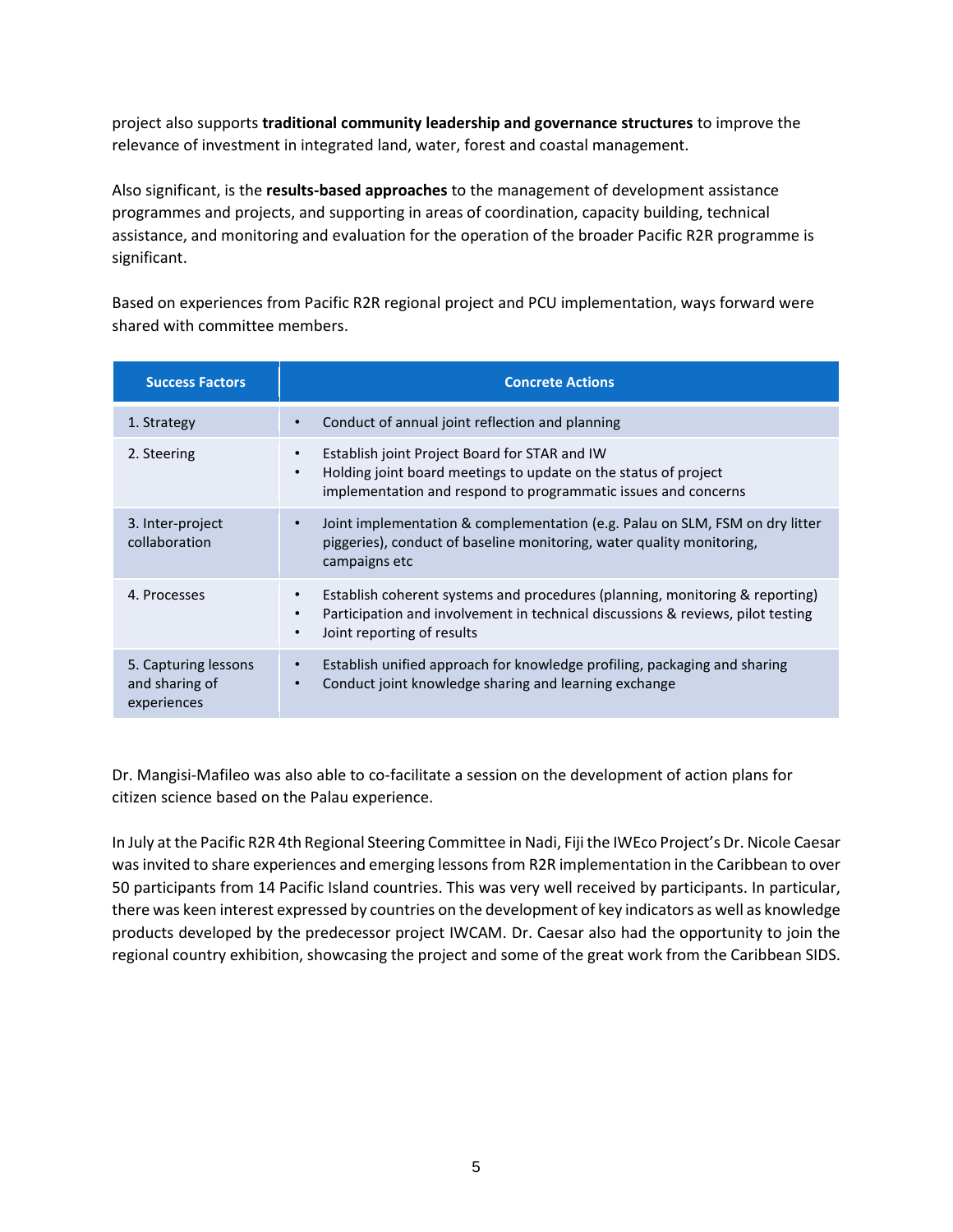project also supports **traditional community leadership and governance structures** to improve the relevance of investment in integrated land, water, forest and coastal management.

Also significant, is the **results-based approaches** to the management of development assistance programmes and projects, and supporting in areas of coordination, capacity building, technical assistance, and monitoring and evaluation for the operation of the broader Pacific R2R programme is significant.

Based on experiences from Pacific R2R regional project and PCU implementation, ways forward were shared with committee members.

| Success Factors | Concrete Actions |
|---|---|
| 1. Strategy | • Conduct of annual joint reflection and planning |
| 2. Steering | • Establish joint Project Board for STAR and IW<br>• Holding joint board meetings to update on the status of project implementation and respond to programmatic issues and concerns |
| 3. Inter-project collaboration | • Joint implementation & complementation (e.g. Palau on SLM, FSM on dry litter piggeries), conduct of baseline monitoring, water quality monitoring, campaigns etc |
| 4. Processes | • Establish coherent systems and procedures (planning, monitoring & reporting)<br>• Participation and involvement in technical discussions & reviews, pilot testing<br>• Joint reporting of results |
| 5. Capturing lessons and sharing of experiences | • Establish unified approach for knowledge profiling, packaging and sharing<br>• Conduct joint knowledge sharing and learning exchange |

Dr. Mangisi-Mafileo was also able to co-facilitate a session on the development of action plans for citizen science based on the Palau experience.

In July at the Pacific R2R 4th Regional Steering Committee in Nadi, Fiji the IWEco Project's Dr. Nicole Caesar was invited to share experiences and emerging lessons from R2R implementation in the Caribbean to over 50 participants from 14 Pacific Island countries. This was very well received by participants. In particular, there was keen interest expressed by countries on the development of key indicators as well as knowledge products developed by the predecessor project IWCAM. Dr. Caesar also had the opportunity to join the regional country exhibition, showcasing the project and some of the great work from the Caribbean SIDS.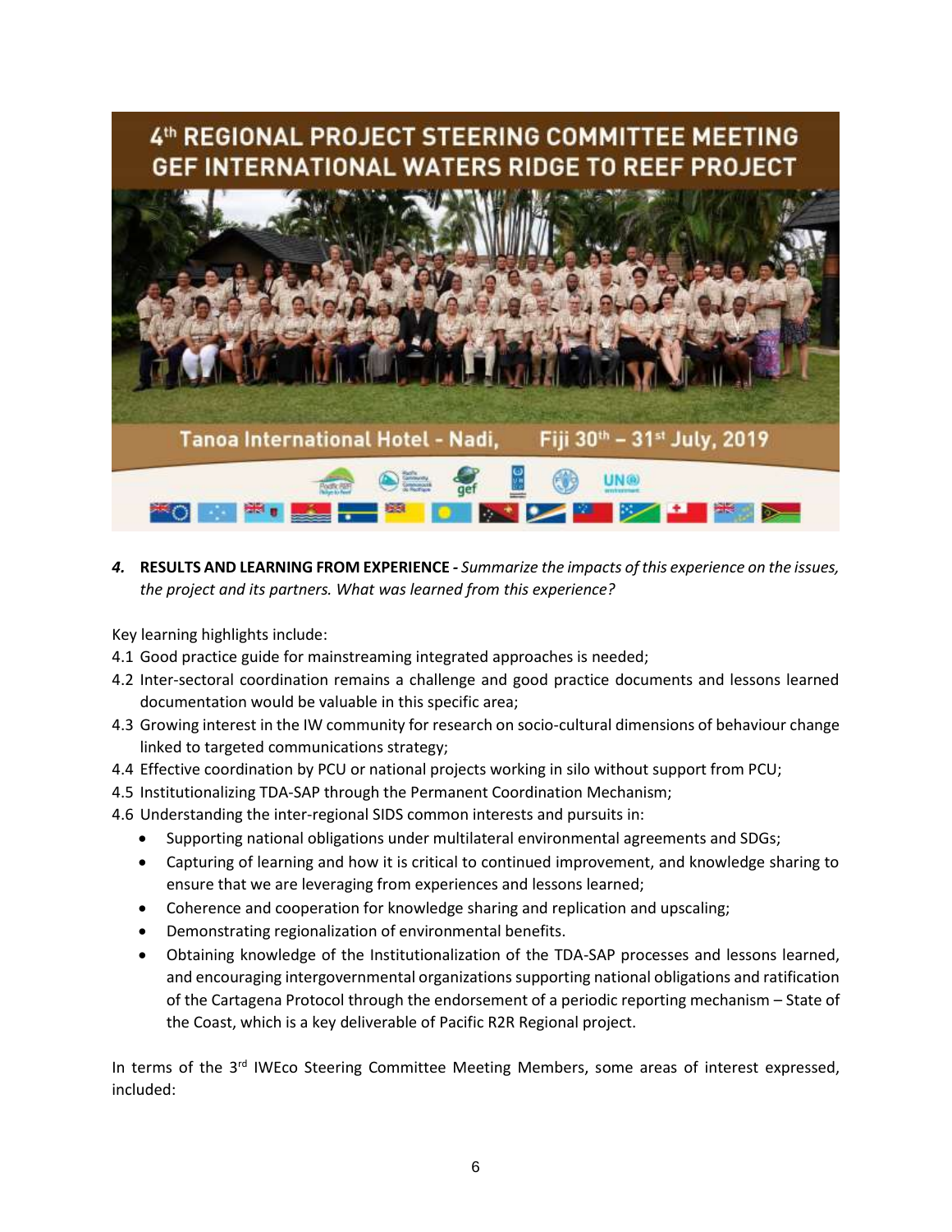4. **RESULTS AND LEARNING FROM EXPERIENCE -** *Summarize the impacts of this experience on the issues, the project and its partners. What was learned from this experience?*

Key learning highlights include:

4.1 Good practice guide for mainstreaming integrated approaches is needed;

4.2 Inter-sectoral coordination remains a challenge and good practice documents and lessons learned documentation would be valuable in this specific area;

4.3 Growing interest in the IW community for research on socio-cultural dimensions of behaviour change linked to targeted communications strategy;

4.4 Effective coordination by PCU or national projects working in silo without support from PCU;

4.5 Institutionalizing TDA-SAP through the Permanent Coordination Mechanism;

4.6 Understanding the inter-regional SIDS common interests and pursuits in:

- Supporting national obligations under multilateral environmental agreements and SDGs;
- Capturing of learning and how it is critical to continued improvement, and knowledge sharing to ensure that we are leveraging from experiences and lessons learned;
- Coherence and cooperation for knowledge sharing and replication and upscaling;
- Demonstrating regionalization of environmental benefits.
- Obtaining knowledge of the Institutionalization of the TDA-SAP processes and lessons learned, and encouraging intergovernmental organizations supporting national obligations and ratification of the Cartagena Protocol through the endorsement of a periodic reporting mechanism – State of the Coast, which is a key deliverable of Pacific R2R Regional project.

In terms of the 3rd IWEco Steering Committee Meeting Members, some areas of interest expressed, included: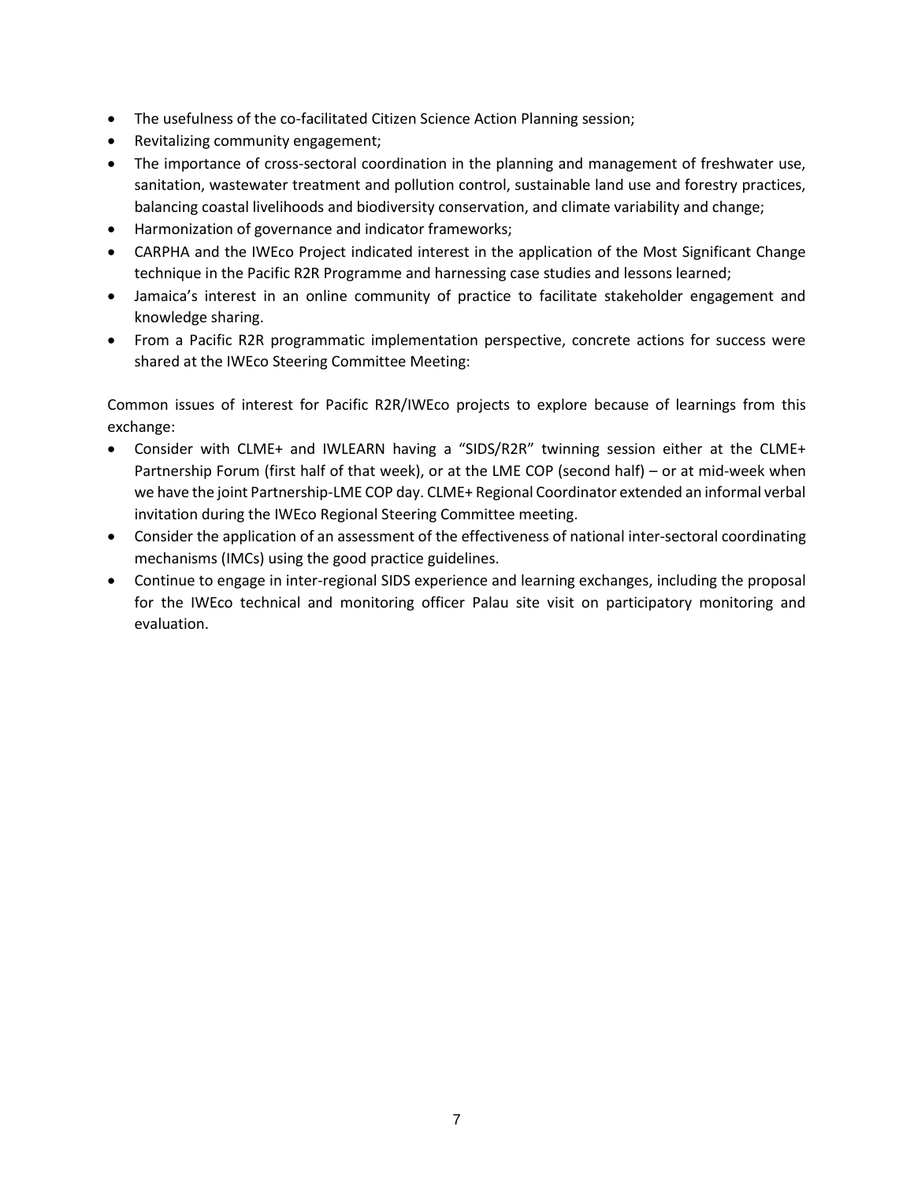- The usefulness of the co-facilitated Citizen Science Action Planning session;
- Revitalizing community engagement;
- The importance of cross-sectoral coordination in the planning and management of freshwater use, sanitation, wastewater treatment and pollution control, sustainable land use and forestry practices, balancing coastal livelihoods and biodiversity conservation, and climate variability and change;
- Harmonization of governance and indicator frameworks;
- CARPHA and the IWEco Project indicated interest in the application of the Most Significant Change technique in the Pacific R2R Programme and harnessing case studies and lessons learned;
- Jamaica's interest in an online community of practice to facilitate stakeholder engagement and knowledge sharing.
- From a Pacific R2R programmatic implementation perspective, concrete actions for success were shared at the IWEco Steering Committee Meeting:

Common issues of interest for Pacific R2R/IWEco projects to explore because of learnings from this exchange:

- Consider with CLME+ and IWLEARN having a "SIDS/R2R" twinning session either at the CLME+ Partnership Forum (first half of that week), or at the LME COP (second half) – or at mid-week when we have the joint Partnership-LME COP day. CLME+ Regional Coordinator extended an informal verbal invitation during the IWEco Regional Steering Committee meeting.
- Consider the application of an assessment of the effectiveness of national inter-sectoral coordinating mechanisms (IMCs) using the good practice guidelines.
- Continue to engage in inter-regional SIDS experience and learning exchanges, including the proposal for the IWEco technical and monitoring officer Palau site visit on participatory monitoring and evaluation.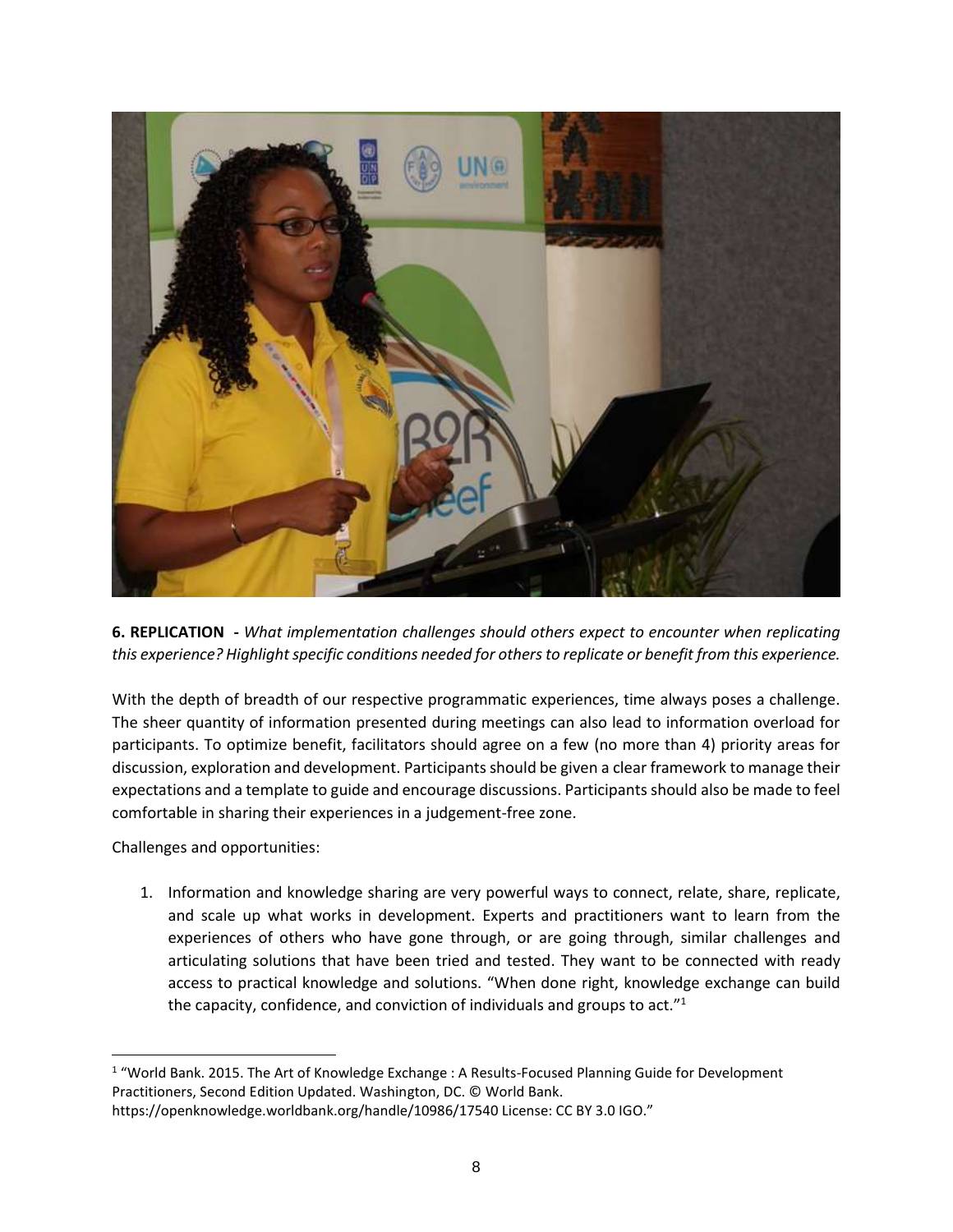**6. REPLICATION -** *What implementation challenges should others expect to encounter when replicating this experience? Highlight specific conditions needed for others to replicate or benefit from this experience.*

With the depth of breadth of our respective programmatic experiences, time always poses a challenge. The sheer quantity of information presented during meetings can also lead to information overload for participants. To optimize benefit, facilitators should agree on a few (no more than 4) priority areas for discussion, exploration and development. Participants should be given a clear framework to manage their expectations and a template to guide and encourage discussions. Participants should also be made to feel comfortable in sharing their experiences in a judgement-free zone.

Challenges and opportunities:

1. Information and knowledge sharing are very powerful ways to connect, relate, share, replicate, and scale up what works in development. Experts and practitioners want to learn from the experiences of others who have gone through, or are going through, similar challenges and articulating solutions that have been tried and tested. They want to be connected with ready access to practical knowledge and solutions. "When done right, knowledge exchange can build the capacity, confidence, and conviction of individuals and groups to act."[1]

[1] "World Bank. 2015. The Art of Knowledge Exchange : A Results-Focused Planning Guide for Development Practitioners, Second Edition Updated. Washington, DC. © World Bank. https://openknowledge.worldbank.org/handle/10986/17540 License: CC BY 3.0 IGO."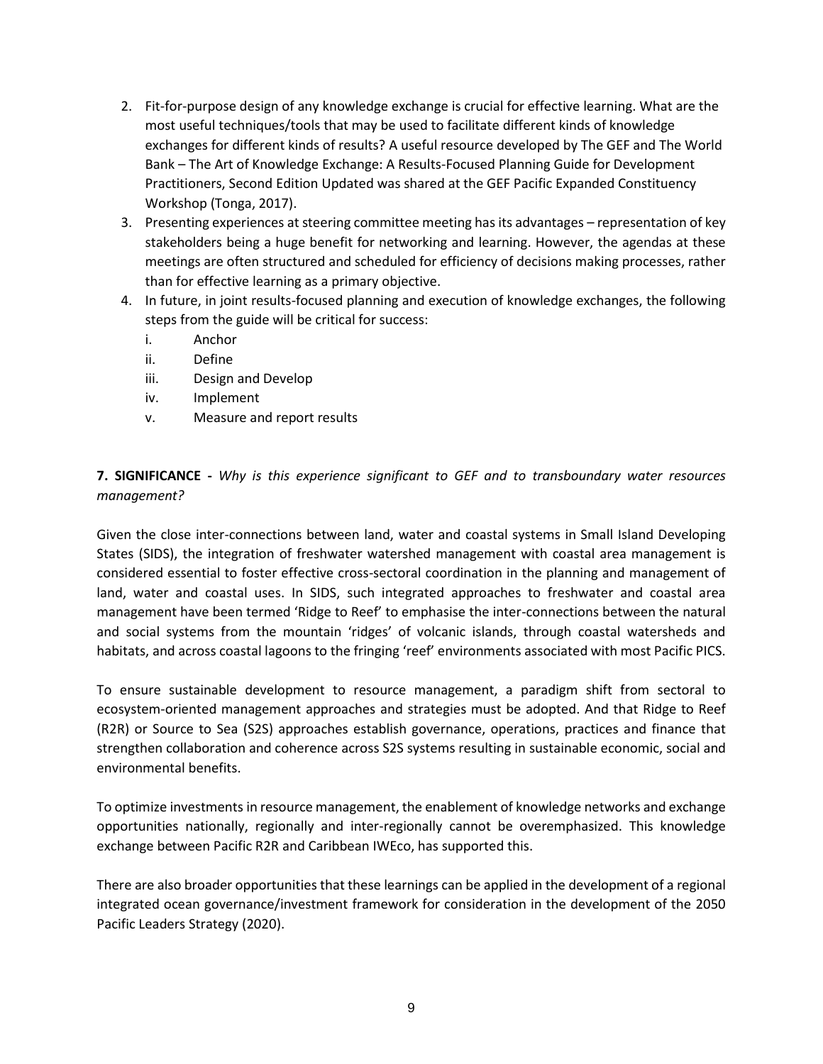2. Fit-for-purpose design of any knowledge exchange is crucial for effective learning. What are the most useful techniques/tools that may be used to facilitate different kinds of knowledge exchanges for different kinds of results? A useful resource developed by The GEF and The World Bank – The Art of Knowledge Exchange: A Results-Focused Planning Guide for Development Practitioners, Second Edition Updated was shared at the GEF Pacific Expanded Constituency Workshop (Tonga, 2017).
3. Presenting experiences at steering committee meeting has its advantages – representation of key stakeholders being a huge benefit for networking and learning. However, the agendas at these meetings are often structured and scheduled for efficiency of decisions making processes, rather than for effective learning as a primary objective.
4. In future, in joint results-focused planning and execution of knowledge exchanges, the following steps from the guide will be critical for success:
   i. Anchor
   ii. Define
   iii. Design and Develop
   iv. Implement
   v. Measure and report results

**7. SIGNIFICANCE -** *Why is this experience significant to GEF and to transboundary water resources management?*

Given the close inter-connections between land, water and coastal systems in Small Island Developing States (SIDS), the integration of freshwater watershed management with coastal area management is considered essential to foster effective cross-sectoral coordination in the planning and management of land, water and coastal uses. In SIDS, such integrated approaches to freshwater and coastal area management have been termed 'Ridge to Reef' to emphasise the inter-connections between the natural and social systems from the mountain 'ridges' of volcanic islands, through coastal watersheds and habitats, and across coastal lagoons to the fringing 'reef' environments associated with most Pacific PICS.

To ensure sustainable development to resource management, a paradigm shift from sectoral to ecosystem-oriented management approaches and strategies must be adopted. And that Ridge to Reef (R2R) or Source to Sea (S2S) approaches establish governance, operations, practices and finance that strengthen collaboration and coherence across S2S systems resulting in sustainable economic, social and environmental benefits.

To optimize investments in resource management, the enablement of knowledge networks and exchange opportunities nationally, regionally and inter-regionally cannot be overemphasized. This knowledge exchange between Pacific R2R and Caribbean IWEco, has supported this.

There are also broader opportunities that these learnings can be applied in the development of a regional integrated ocean governance/investment framework for consideration in the development of the 2050 Pacific Leaders Strategy (2020).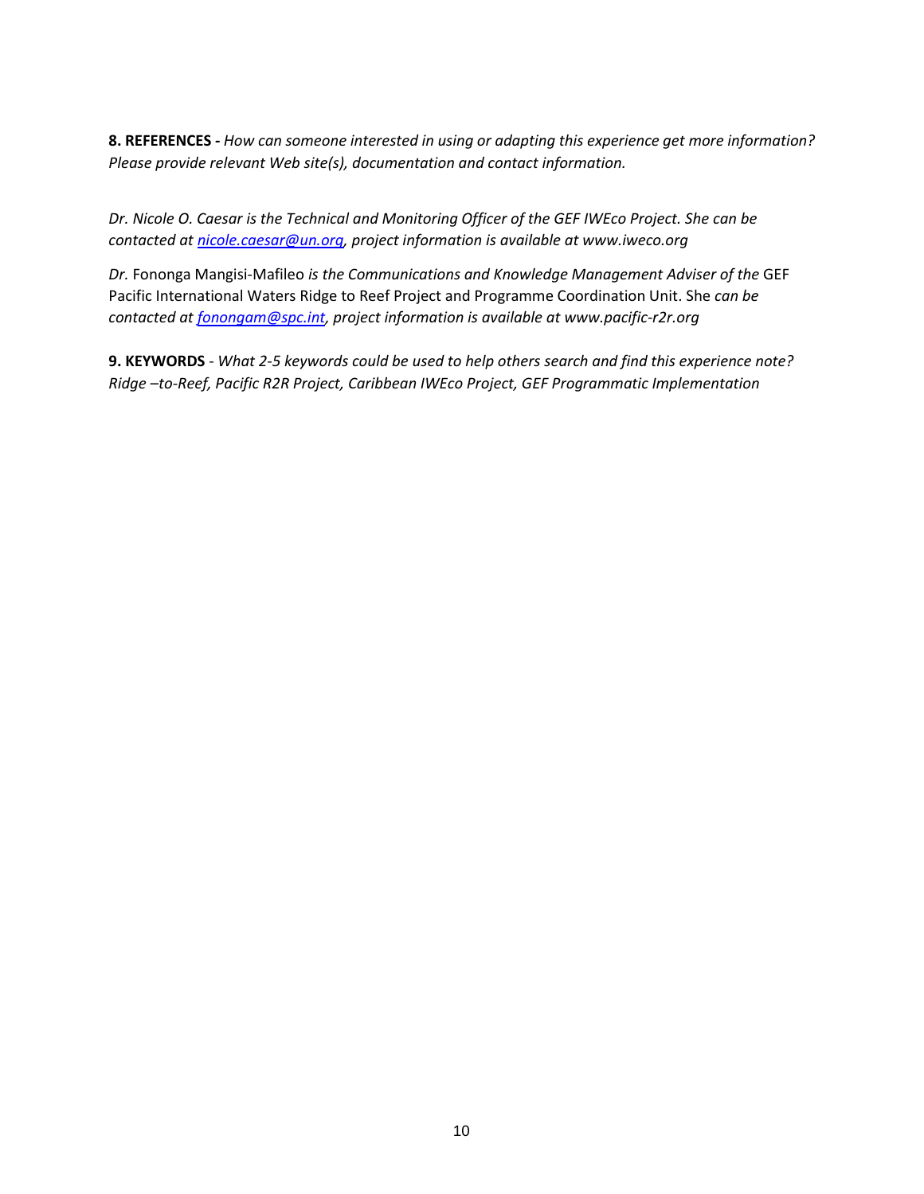**8. REFERENCES -** *How can someone interested in using or adapting this experience get more information? Please provide relevant Web site(s), documentation and contact information.*

*Dr. Nicole O. Caesar is the Technical and Monitoring Officer of the GEF IWEco Project. She can be contacted at [nicole.caesar@un.org](mailto:nicole.caesar@un.org), project information is available at www.iweco.org*

*Dr.* Fononga Mangisi-Mafileo *is the Communications and Knowledge Management Adviser of the* GEF Pacific International Waters Ridge to Reef Project and Programme Coordination Unit. She *can be contacted at [fonongam@spc.int](mailto:fonongam@spc.int), project information is available at www.pacific-r2r.org*

**9. KEYWORDS** - *What 2-5 keywords could be used to help others search and find this experience note? Ridge –to-Reef, Pacific R2R Project, Caribbean IWEco Project, GEF Programmatic Implementation*